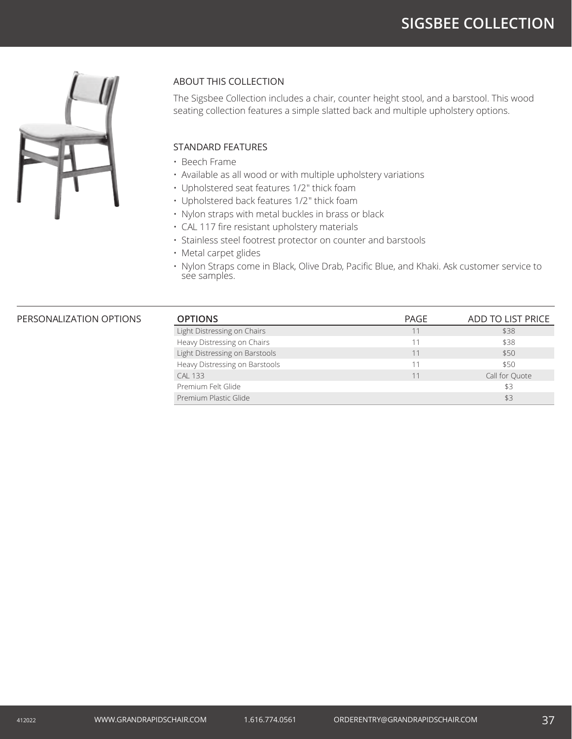# SIGSBEE COLLECTION

## ABOUT THIS COLLECTION

The Sigsbee Collection includes a chair, counter height stool, and a barstool. This wood seating collection features a simple slatted back and multiple upholstery options.

## STANDARD FEATURES

- Beech Frame
- Available as all wood or with multiple upholstery variations
- Upholstered seat features 1/2" thick foam
- Upholstered back features 1/2" thick foam
- Nylon straps with metal buckles in brass or black
- CAL 117 fire resistant upholstery materials
- Stainless steel footrest protector on counter and barstools
- Metal carpet glides
- Nylon Straps come in Black, Olive Drab, Pacific Blue, and Khaki. Ask customer service to see samples.

## PERSONALIZATION OPTIONS

| OPTIONS | PAGE | ADD TO LIST PRICE |
|---|---|---|
| Light Distressing on Chairs | 11 | $38 |
| Heavy Distressing on Chairs | 11 | $38 |
| Light Distressing on Barstools | 11 | $50 |
| Heavy Distressing on Barstools | 11 | $50 |
| CAL 133 | 11 | Call for Quote |
| Premium Felt Glide | | $3 |
| Premium Plastic Glide | | $3 |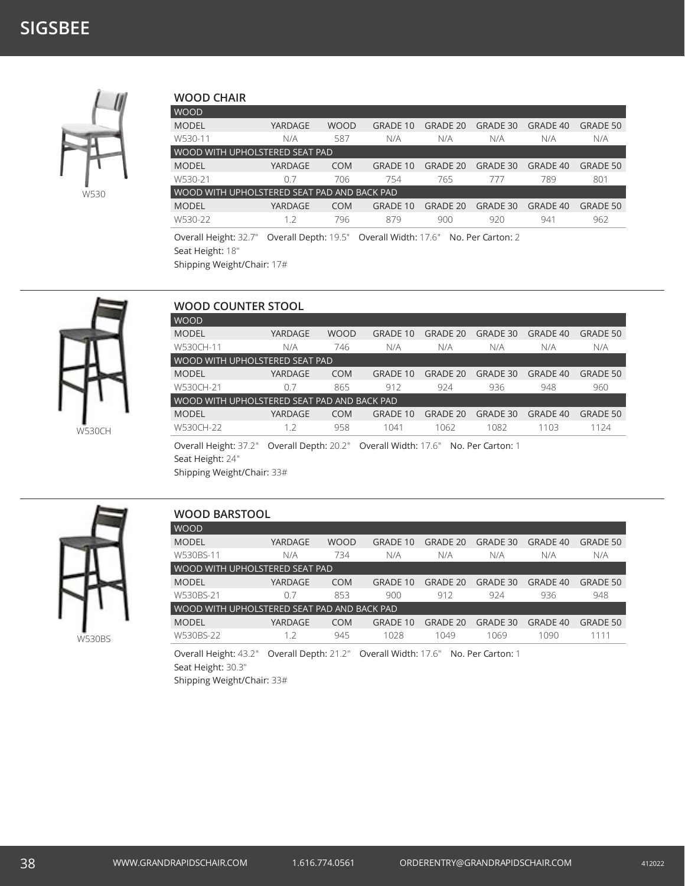# SIGSBEE

W530

## WOOD CHAIR

| WOOD | | | | | | | |
|---|---|---|---|---|---|---|---|
| MODEL | YARDAGE | WOOD | GRADE 10 | GRADE 20 | GRADE 30 | GRADE 40 | GRADE 50 |
| W530-11 | N/A | 587 | N/A | N/A | N/A | N/A | N/A |
| **WOOD WITH UPHOLSTERED SEAT PAD** | | | | | | | |
| MODEL | YARDAGE | COM | GRADE 10 | GRADE 20 | GRADE 30 | GRADE 40 | GRADE 50 |
| W530-21 | 0.7 | 706 | 754 | 765 | 777 | 789 | 801 |
| **WOOD WITH UPHOLSTERED SEAT PAD AND BACK PAD** | | | | | | | |
| MODEL | YARDAGE | COM | GRADE 10 | GRADE 20 | GRADE 30 | GRADE 40 | GRADE 50 |
| W530-22 | 1.2 | 796 | 879 | 900 | 920 | 941 | 962 |

Overall Height: 32.7" Overall Depth: 19.5" Overall Width: 17.6" No. Per Carton: 2
Seat Height: 18"
Shipping Weight/Chair: 17#

W530CH

## WOOD COUNTER STOOL

| WOOD | | | | | | | |
|---|---|---|---|---|---|---|---|
| MODEL | YARDAGE | WOOD | GRADE 10 | GRADE 20 | GRADE 30 | GRADE 40 | GRADE 50 |
| W530CH-11 | N/A | 746 | N/A | N/A | N/A | N/A | N/A |
| **WOOD WITH UPHOLSTERED SEAT PAD** | | | | | | | |
| MODEL | YARDAGE | COM | GRADE 10 | GRADE 20 | GRADE 30 | GRADE 40 | GRADE 50 |
| W530CH-21 | 0.7 | 865 | 912 | 924 | 936 | 948 | 960 |
| **WOOD WITH UPHOLSTERED SEAT PAD AND BACK PAD** | | | | | | | |
| MODEL | YARDAGE | COM | GRADE 10 | GRADE 20 | GRADE 30 | GRADE 40 | GRADE 50 |
| W530CH-22 | 1.2 | 958 | 1041 | 1062 | 1082 | 1103 | 1124 |

Overall Height: 37.2" Overall Depth: 20.2" Overall Width: 17.6" No. Per Carton: 1
Seat Height: 24"
Shipping Weight/Chair: 33#

W530BS

## WOOD BARSTOOL

| WOOD | | | | | | | |
|---|---|---|---|---|---|---|---|
| MODEL | YARDAGE | WOOD | GRADE 10 | GRADE 20 | GRADE 30 | GRADE 40 | GRADE 50 |
| W530BS-11 | N/A | 734 | N/A | N/A | N/A | N/A | N/A |
| **WOOD WITH UPHOLSTERED SEAT PAD** | | | | | | | |
| MODEL | YARDAGE | COM | GRADE 10 | GRADE 20 | GRADE 30 | GRADE 40 | GRADE 50 |
| W530BS-21 | 0.7 | 853 | 900 | 912 | 924 | 936 | 948 |
| **WOOD WITH UPHOLSTERED SEAT PAD AND BACK PAD** | | | | | | | |
| MODEL | YARDAGE | COM | GRADE 10 | GRADE 20 | GRADE 30 | GRADE 40 | GRADE 50 |
| W530BS-22 | 1.2 | 945 | 1028 | 1049 | 1069 | 1090 | 1111 |

Overall Height: 43.2" Overall Depth: 21.2" Overall Width: 17.6" No. Per Carton: 1
Seat Height: 30.3"
Shipping Weight/Chair: 33#

WWW.GRANDRAPIDSCHAIR.COM 1.616.774.0561 ORDERENTRY@GRANDRAPIDSCHAIR.COM 412022